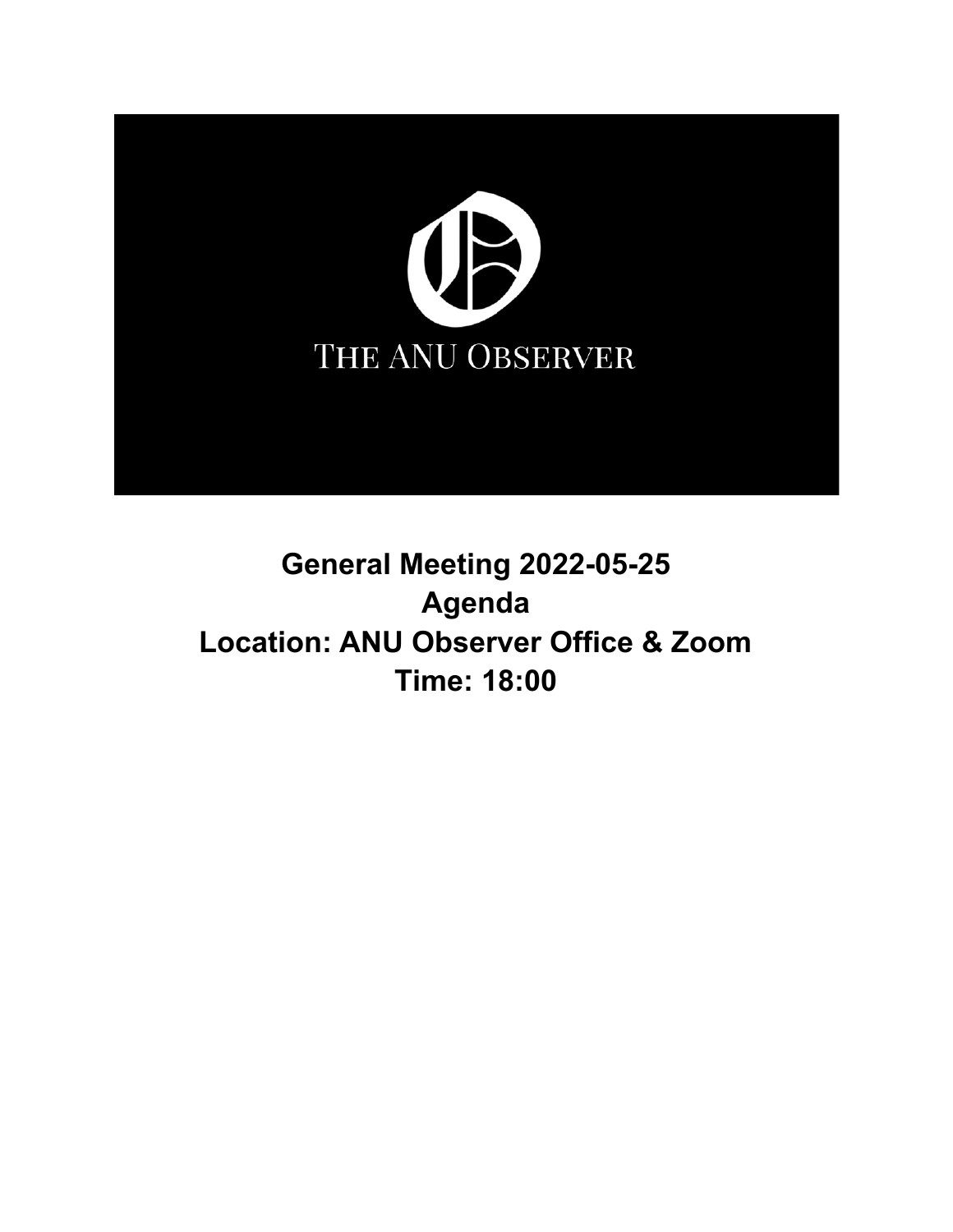THE ANU OBSERVER

# General Meeting 2022-05-25
# Agenda
# Location: ANU Observer Office & Zoom
# Time: 18:00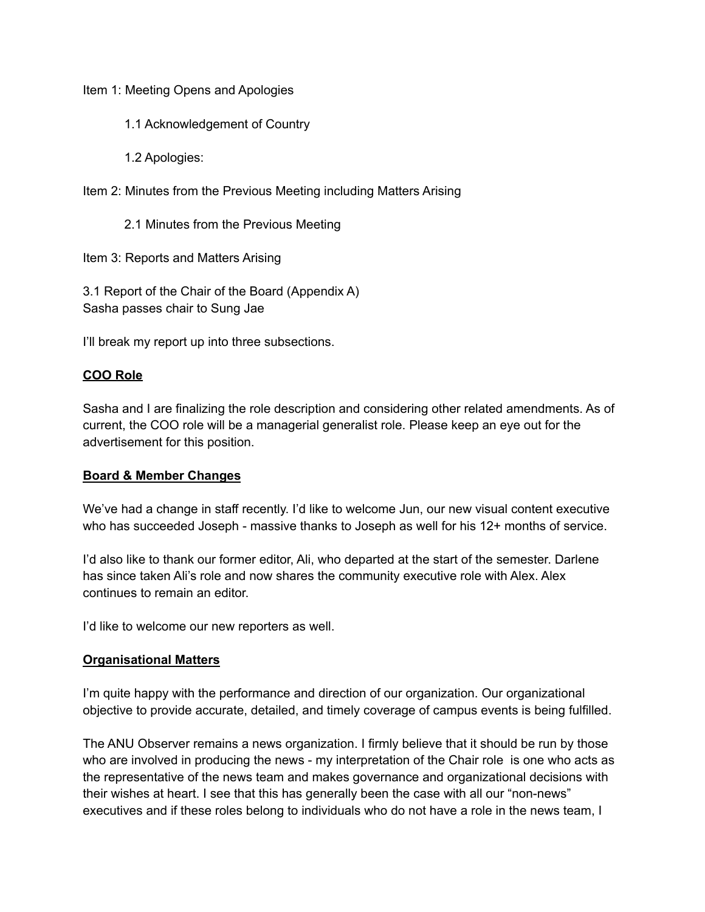Item 1: Meeting Opens and Apologies

1.1 Acknowledgement of Country

1.2 Apologies:

Item 2: Minutes from the Previous Meeting including Matters Arising

2.1 Minutes from the Previous Meeting

Item 3: Reports and Matters Arising

3.1 Report of the Chair of the Board (Appendix A)
Sasha passes chair to Sung Jae

I'll break my report up into three subsections.

**COO Role**

Sasha and I are finalizing the role description and considering other related amendments. As of current, the COO role will be a managerial generalist role. Please keep an eye out for the advertisement for this position.

**Board & Member Changes**

We've had a change in staff recently. I'd like to welcome Jun, our new visual content executive who has succeeded Joseph - massive thanks to Joseph as well for his 12+ months of service.

I'd also like to thank our former editor, Ali, who departed at the start of the semester. Darlene has since taken Ali's role and now shares the community executive role with Alex. Alex continues to remain an editor.

I'd like to welcome our new reporters as well.

**Organisational Matters**

I'm quite happy with the performance and direction of our organization. Our organizational objective to provide accurate, detailed, and timely coverage of campus events is being fulfilled.

The ANU Observer remains a news organization. I firmly believe that it should be run by those who are involved in producing the news - my interpretation of the Chair role is one who acts as the representative of the news team and makes governance and organizational decisions with their wishes at heart. I see that this has generally been the case with all our "non-news" executives and if these roles belong to individuals who do not have a role in the news team, I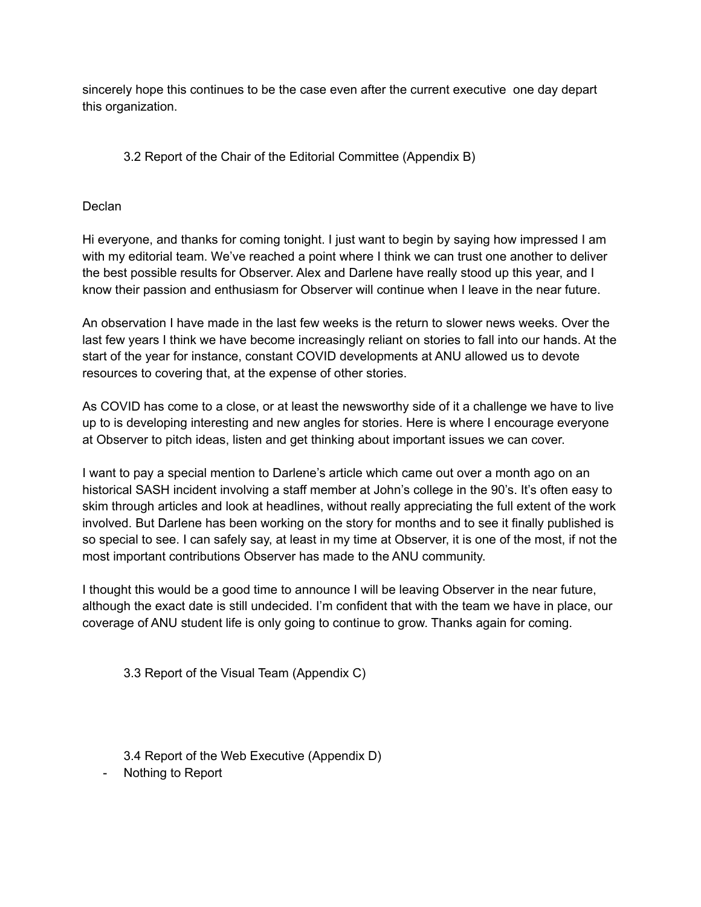sincerely hope this continues to be the case even after the current executive  one day depart this organization.

### 3.2 Report of the Chair of the Editorial Committee (Appendix B)

Declan

Hi everyone, and thanks for coming tonight. I just want to begin by saying how impressed I am with my editorial team. We've reached a point where I think we can trust one another to deliver the best possible results for Observer. Alex and Darlene have really stood up this year, and I know their passion and enthusiasm for Observer will continue when I leave in the near future.

An observation I have made in the last few weeks is the return to slower news weeks. Over the last few years I think we have become increasingly reliant on stories to fall into our hands. At the start of the year for instance, constant COVID developments at ANU allowed us to devote resources to covering that, at the expense of other stories.

As COVID has come to a close, or at least the newsworthy side of it a challenge we have to live up to is developing interesting and new angles for stories. Here is where I encourage everyone at Observer to pitch ideas, listen and get thinking about important issues we can cover.

I want to pay a special mention to Darlene's article which came out over a month ago on an historical SASH incident involving a staff member at John's college in the 90's. It's often easy to skim through articles and look at headlines, without really appreciating the full extent of the work involved. But Darlene has been working on the story for months and to see it finally published is so special to see. I can safely say, at least in my time at Observer, it is one of the most, if not the most important contributions Observer has made to the ANU community.

I thought this would be a good time to announce I will be leaving Observer in the near future, although the exact date is still undecided. I'm confident that with the team we have in place, our coverage of ANU student life is only going to continue to grow. Thanks again for coming.

### 3.3 Report of the Visual Team (Appendix C)

### 3.4 Report of the Web Executive (Appendix D)

- Nothing to Report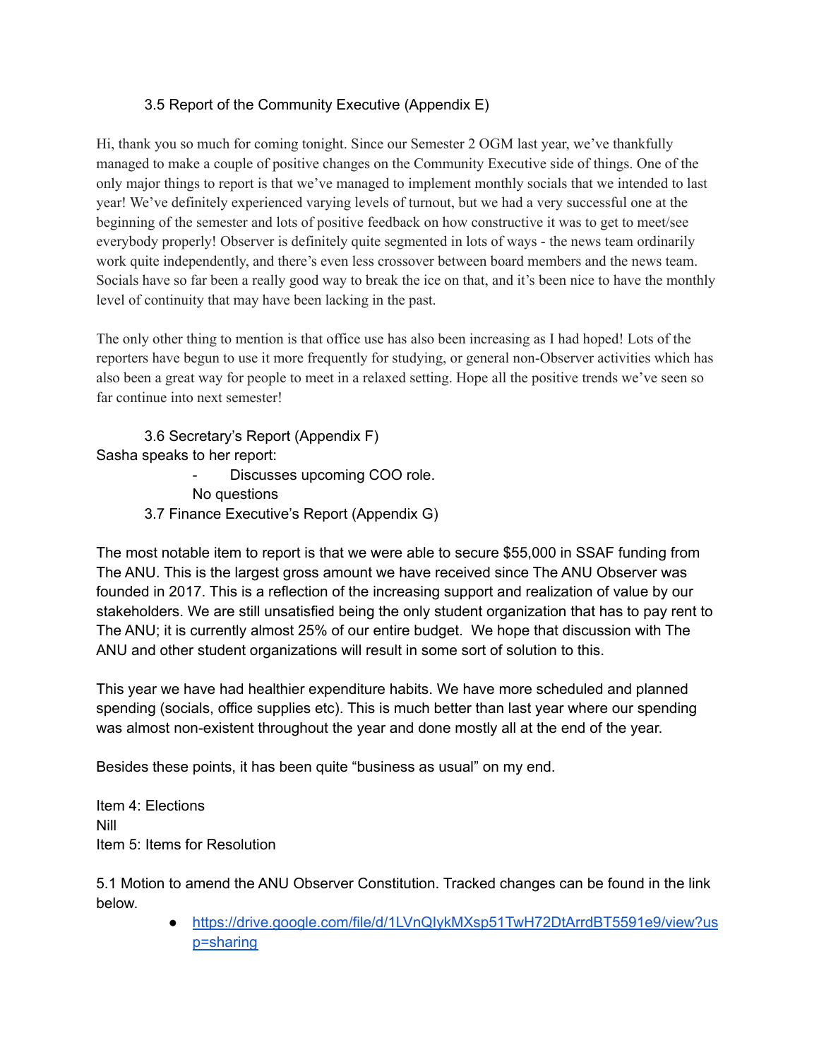### 3.5 Report of the Community Executive (Appendix E)

Hi, thank you so much for coming tonight. Since our Semester 2 OGM last year, we've thankfully managed to make a couple of positive changes on the Community Executive side of things. One of the only major things to report is that we've managed to implement monthly socials that we intended to last year! We've definitely experienced varying levels of turnout, but we had a very successful one at the beginning of the semester and lots of positive feedback on how constructive it was to get to meet/see everybody properly! Observer is definitely quite segmented in lots of ways - the news team ordinarily work quite independently, and there's even less crossover between board members and the news team. Socials have so far been a really good way to break the ice on that, and it's been nice to have the monthly level of continuity that may have been lacking in the past.

The only other thing to mention is that office use has also been increasing as I had hoped! Lots of the reporters have begun to use it more frequently for studying, or general non-Observer activities which has also been a great way for people to meet in a relaxed setting. Hope all the positive trends we've seen so far continue into next semester!

### 3.6 Secretary's Report (Appendix F)

Sasha speaks to her report:

- Discusses upcoming COO role.

No questions

### 3.7 Finance Executive's Report (Appendix G)

The most notable item to report is that we were able to secure $55,000 in SSAF funding from The ANU. This is the largest gross amount we have received since The ANU Observer was founded in 2017. This is a reflection of the increasing support and realization of value by our stakeholders. We are still unsatisfied being the only student organization that has to pay rent to The ANU; it is currently almost 25% of our entire budget. We hope that discussion with The ANU and other student organizations will result in some sort of solution to this.

This year we have had healthier expenditure habits. We have more scheduled and planned spending (socials, office supplies etc). This is much better than last year where our spending was almost non-existent throughout the year and done mostly all at the end of the year.

Besides these points, it has been quite "business as usual" on my end.

## Item 4: Elections

Nill

## Item 5: Items for Resolution

5.1 Motion to amend the ANU Observer Constitution. Tracked changes can be found in the link below.

- https://drive.google.com/file/d/1LVnQIykMXsp51TwH72DtArrdBT5591e9/view?usp=sharing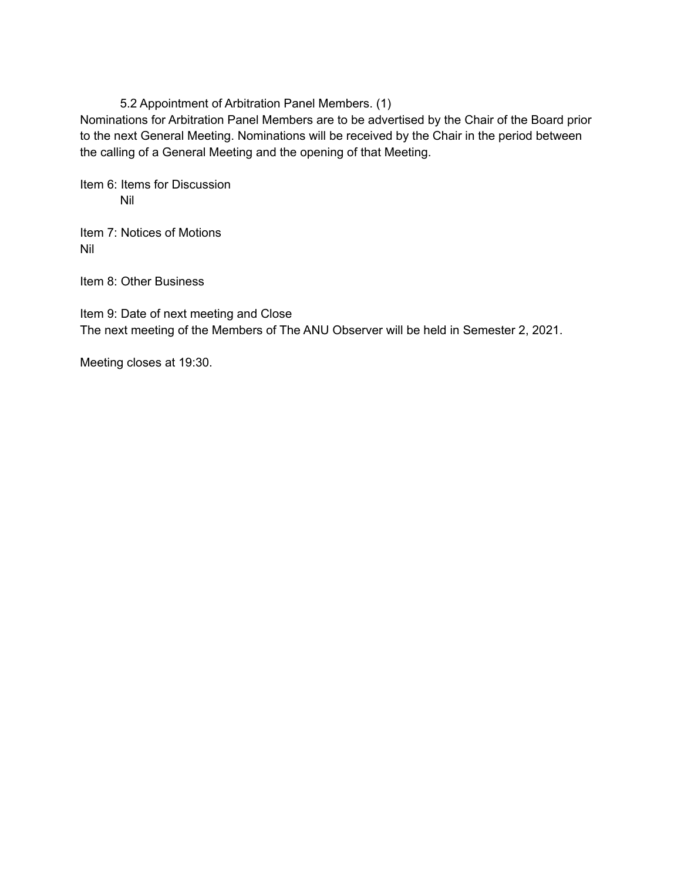5.2 Appointment of Arbitration Panel Members. (1)

Nominations for Arbitration Panel Members are to be advertised by the Chair of the Board prior to the next General Meeting. Nominations will be received by the Chair in the period between the calling of a General Meeting and the opening of that Meeting.

Item 6: Items for Discussion

Nil

Item 7: Notices of Motions

Nil

Item 8: Other Business

Item 9: Date of next meeting and Close

The next meeting of the Members of The ANU Observer will be held in Semester 2, 2021.

Meeting closes at 19:30.